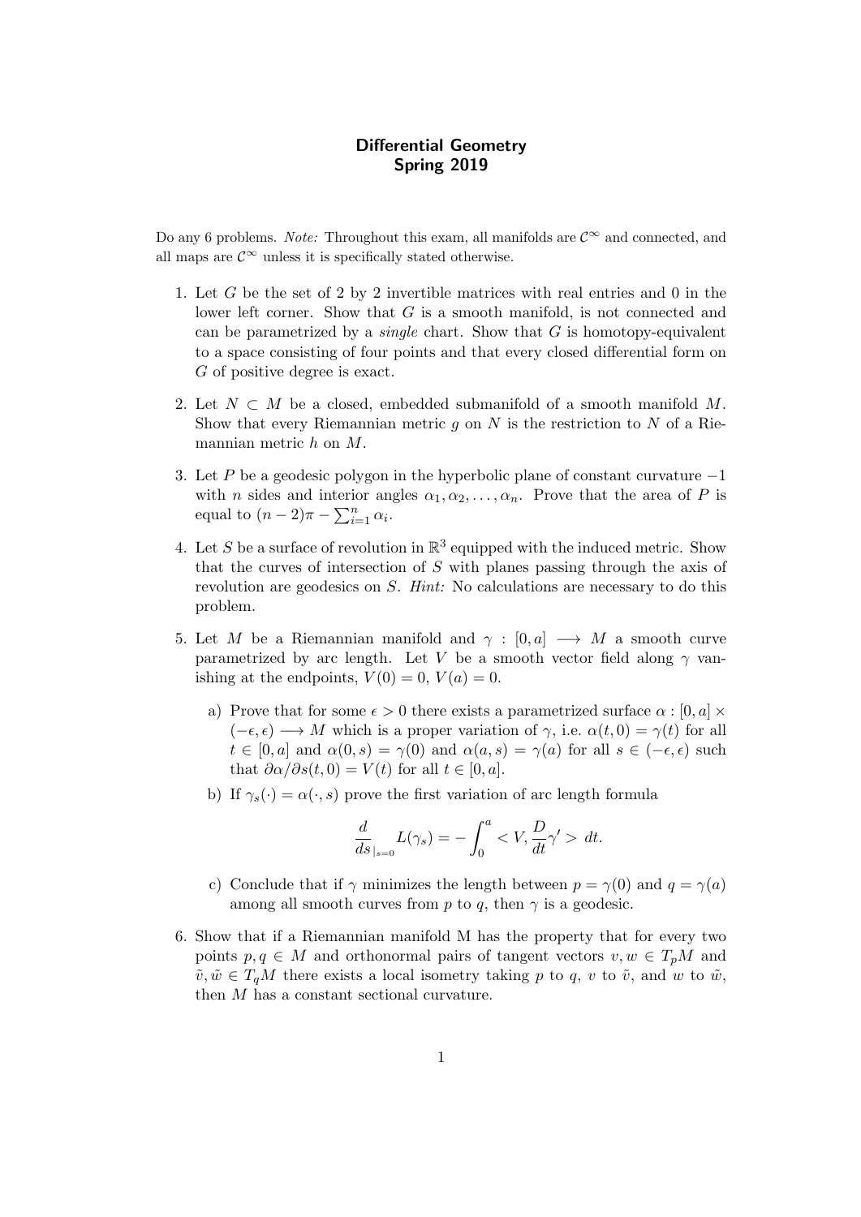# Differential Geometry
## Spring 2019

Do any 6 problems. *Note:* Throughout this exam, all manifolds are $\mathcal{C}^\infty$ and connected, and all maps are $\mathcal{C}^\infty$ unless it is specifically stated otherwise.

1. Let $G$ be the set of 2 by 2 invertible matrices with real entries and 0 in the lower left corner. Show that $G$ is a smooth manifold, is not connected and can be parametrized by a *single* chart. Show that $G$ is homotopy-equivalent to a space consisting of four points and that every closed differential form on $G$ of positive degree is exact.

2. Let $N \subset M$ be a closed, embedded submanifold of a smooth manifold $M$. Show that every Riemannian metric $g$ on $N$ is the restriction to $N$ of a Riemannian metric $h$ on $M$.

3. Let $P$ be a geodesic polygon in the hyperbolic plane of constant curvature $-1$ with $n$ sides and interior angles $\alpha_1, \alpha_2, \ldots, \alpha_n$. Prove that the area of $P$ is equal to $(n-2)\pi - \sum_{i=1}^n \alpha_i$.

4. Let $S$ be a surface of revolution in $\mathbb{R}^3$ equipped with the induced metric. Show that the curves of intersection of $S$ with planes passing through the axis of revolution are geodesics on $S$. *Hint:* No calculations are necessary to do this problem.

5. Let $M$ be a Riemannian manifold and $\gamma : [0, a] \longrightarrow M$ a smooth curve parametrized by arc length. Let $V$ be a smooth vector field along $\gamma$ vanishing at the endpoints, $V(0) = 0$, $V(a) = 0$.

   a) Prove that for some $\epsilon > 0$ there exists a parametrized surface $\alpha : [0, a] \times (-\epsilon, \epsilon) \longrightarrow M$ which is a proper variation of $\gamma$, i.e. $\alpha(t, 0) = \gamma(t)$ for all $t \in [0, a]$ and $\alpha(0, s) = \gamma(0)$ and $\alpha(a, s) = \gamma(a)$ for all $s \in (-\epsilon, \epsilon)$ such that $\partial\alpha/\partial s(t, 0) = V(t)$ for all $t \in [0, a]$.

   b) If $\gamma_s(\cdot) = \alpha(\cdot, s)$ prove the first variation of arc length formula
   $$\frac{d}{ds}_{|s=0} L(\gamma_s) = -\int_0^a < V, \frac{D}{dt}\gamma' > \, dt.$$

   c) Conclude that if $\gamma$ minimizes the length between $p = \gamma(0)$ and $q = \gamma(a)$ among all smooth curves from $p$ to $q$, then $\gamma$ is a geodesic.

6. Show that if a Riemannian manifold M has the property that for every two points $p, q \in M$ and orthonormal pairs of tangent vectors $v, w \in T_pM$ and $\tilde{v}, \tilde{w} \in T_qM$ there exists a local isometry taking $p$ to $q$, $v$ to $\tilde{v}$, and $w$ to $\tilde{w}$, then $M$ has a constant sectional curvature.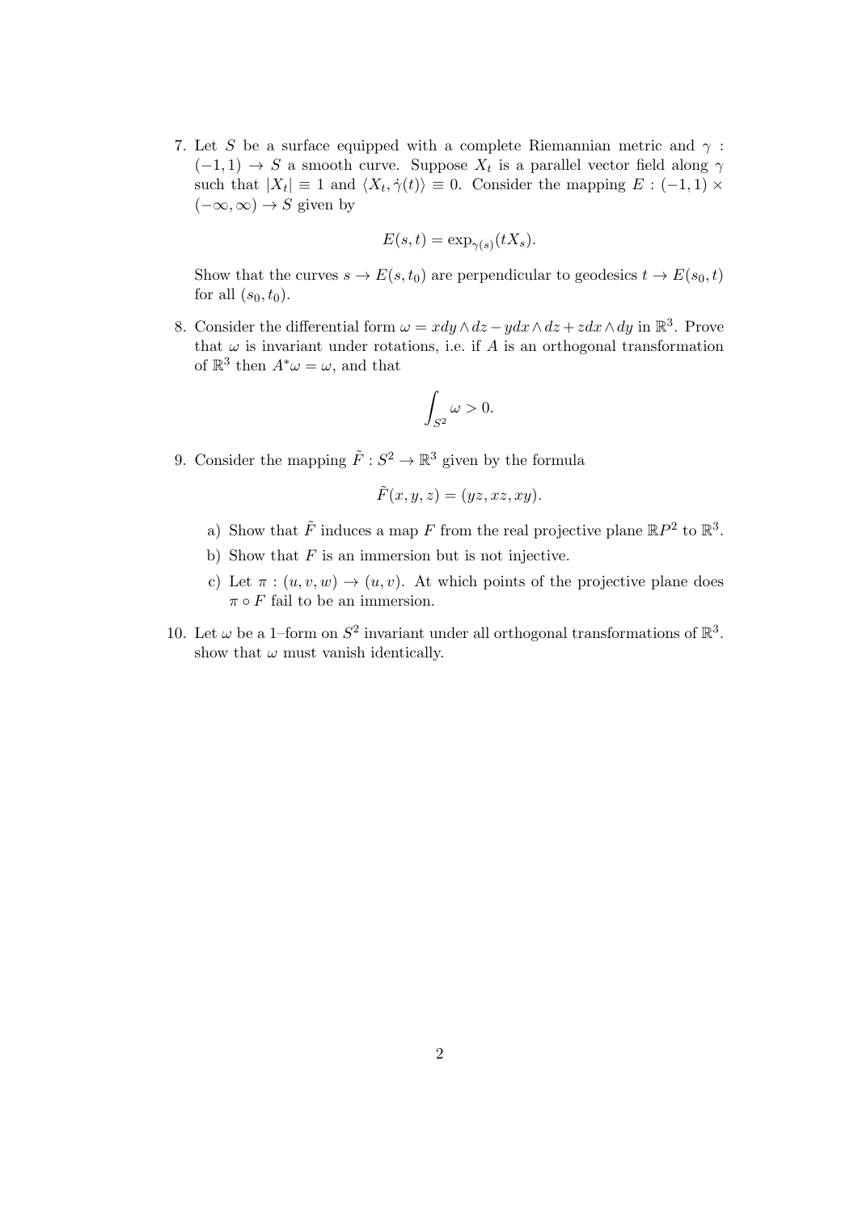7. Let $S$ be a surface equipped with a complete Riemannian metric and $\gamma : (-1, 1) \to S$ a smooth curve. Suppose $X_t$ is a parallel vector field along $\gamma$ such that $|X_t| \equiv 1$ and $\langle X_t, \dot{\gamma}(t)\rangle \equiv 0$. Consider the mapping $E : (-1, 1) \times (-\infty, \infty) \to S$ given by

$$E(s, t) = \exp_{\gamma(s)}(tX_s).$$

Show that the curves $s \to E(s, t_0)$ are perpendicular to geodesics $t \to E(s_0, t)$ for all $(s_0, t_0)$.

8. Consider the differential form $\omega = xdy \wedge dz - ydx \wedge dz + zdx \wedge dy$ in $\mathbb{R}^3$. Prove that $\omega$ is invariant under rotations, i.e. if $A$ is an orthogonal transformation of $\mathbb{R}^3$ then $A^*\omega = \omega$, and that

$$\int_{S^2} \omega > 0.$$

9. Consider the mapping $\tilde{F} : S^2 \to \mathbb{R}^3$ given by the formula

$$\tilde{F}(x, y, z) = (yz, xz, xy).$$

   a) Show that $\tilde{F}$ induces a map $F$ from the real projective plane $\mathbb{R}P^2$ to $\mathbb{R}^3$.

   b) Show that $F$ is an immersion but is not injective.

   c) Let $\pi : (u, v, w) \to (u, v)$. At which points of the projective plane does $\pi \circ F$ fail to be an immersion.

10. Let $\omega$ be a 1–form on $S^2$ invariant under all orthogonal transformations of $\mathbb{R}^3$. show that $\omega$ must vanish identically.